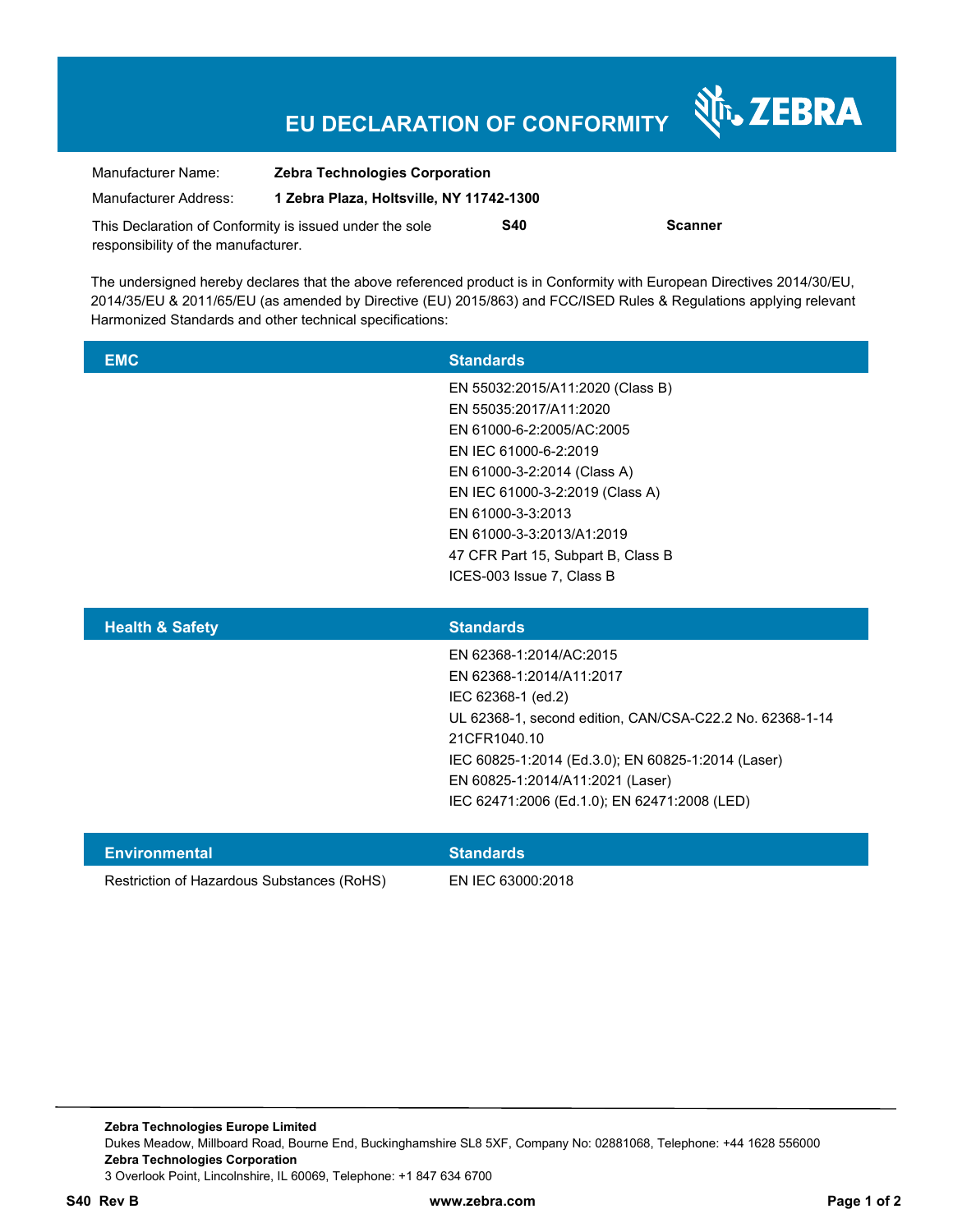# EU DECLARATION OF CONFORMITY

ZEBRA

| | |
|---|---|
| Manufacturer Name: | **Zebra Technologies Corporation** |
| Manufacturer Address: | **1 Zebra Plaza, Holtsville, NY 11742-1300** |

This Declaration of Conformity is issued under the sole responsibility of the manufacturer. **S40** **Scanner**

The undersigned hereby declares that the above referenced product is in Conformity with European Directives 2014/30/EU, 2014/35/EU & 2011/65/EU (as amended by Directive (EU) 2015/863) and FCC/ISED Rules & Regulations applying relevant Harmonized Standards and other technical specifications:

| EMC | Standards |
|---|---|
| | EN 55032:2015/A11:2020 (Class B)<br>EN 55035:2017/A11:2020<br>EN 61000-6-2:2005/AC:2005<br>EN IEC 61000-6-2:2019<br>EN 61000-3-2:2014 (Class A)<br>EN IEC 61000-3-2:2019 (Class A)<br>EN 61000-3-3:2013<br>EN 61000-3-3:2013/A1:2019<br>47 CFR Part 15, Subpart B, Class B<br>ICES-003 Issue 7, Class B |

| Health & Safety | Standards |
|---|---|
| | EN 62368-1:2014/AC:2015<br>EN 62368-1:2014/A11:2017<br>IEC 62368-1 (ed.2)<br>UL 62368-1, second edition, CAN/CSA-C22.2 No. 62368-1-14<br>21CFR1040.10<br>IEC 60825-1:2014 (Ed.3.0); EN 60825-1:2014 (Laser)<br>EN 60825-1:2014/A11:2021 (Laser)<br>IEC 62471:2006 (Ed.1.0); EN 62471:2008 (LED) |

| Environmental | Standards |
|---|---|
| Restriction of Hazardous Substances (RoHS) | EN IEC 63000:2018 |

**Zebra Technologies Europe Limited**
Dukes Meadow, Millboard Road, Bourne End, Buckinghamshire SL8 5XF, Company No: 02881068, Telephone: +44 1628 556000
**Zebra Technologies Corporation**
3 Overlook Point, Lincolnshire, IL 60069, Telephone: +1 847 634 6700

**S40 Rev B** **www.zebra.com**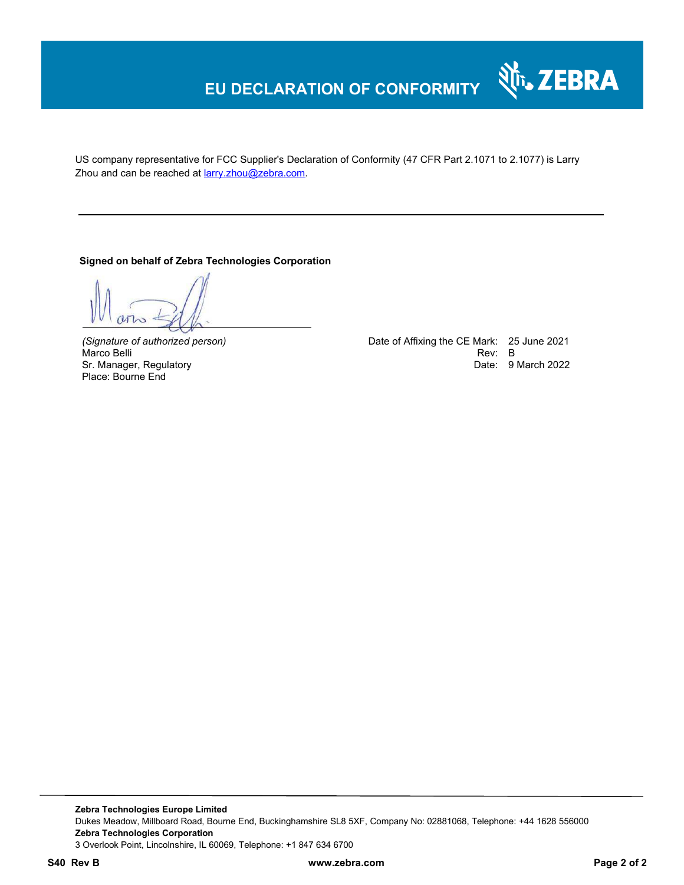# EU DECLARATION OF CONFORMITY

US company representative for FCC Supplier's Declaration of Conformity (47 CFR Part 2.1071 to 2.1077) is Larry Zhou and can be reached at larry.zhou@zebra.com.

---

**Signed on behalf of Zebra Technologies Corporation**

*(Signature of authorized person)*
Marco Belli
Sr. Manager, Regulatory
Place: Bourne End

Date of Affixing the CE Mark: 25 June 2021
Rev: B
Date: 9 March 2022

**Zebra Technologies Europe Limited**
Dukes Meadow, Millboard Road, Bourne End, Buckinghamshire SL8 5XF, Company No: 02881068, Telephone: +44 1628 556000
**Zebra Technologies Corporation**
3 Overlook Point, Lincolnshire, IL 60069, Telephone: +1 847 634 6700